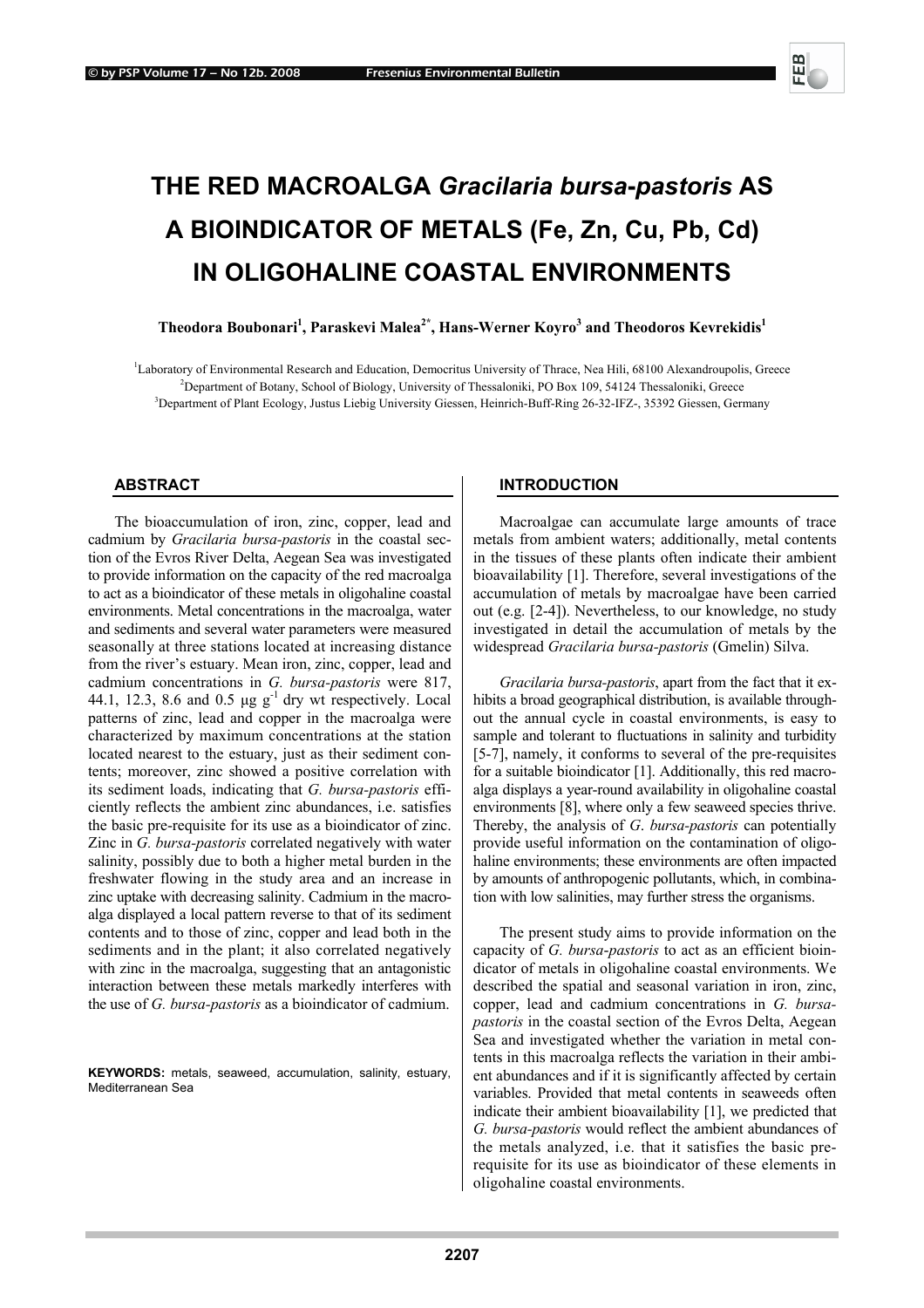# THE RED MACROALGA *Gracilaria bursa-pastoris* AS A BIOINDICATOR OF METALS (Fe, Zn, Cu, Pb, Cd) IN OLIGOHALINE COASTAL ENVIRONMENTS

**Theodora Boubonari[1], Paraskevi Malea[2*], Hans-Werner Koyro[3] and Theodoros Kevrekidis[1]**

[1]Laboratory of Environmental Research and Education, Democritus University of Thrace, Nea Hili, 68100 Alexandroupolis, Greece
[2]Department of Botany, School of Biology, University of Thessaloniki, PO Box 109, 54124 Thessaloniki, Greece
[3]Department of Plant Ecology, Justus Liebig University Giessen, Heinrich-Buff-Ring 26-32-IFZ-, 35392 Giessen, Germany

## ABSTRACT

The bioaccumulation of iron, zinc, copper, lead and cadmium by *Gracilaria bursa-pastoris* in the coastal section of the Evros River Delta, Aegean Sea was investigated to provide information on the capacity of the red macroalga to act as a bioindicator of these metals in oligohaline coastal environments. Metal concentrations in the macroalga, water and sediments and several water parameters were measured seasonally at three stations located at increasing distance from the river's estuary. Mean iron, zinc, copper, lead and cadmium concentrations in *G. bursa-pastoris* were 817, 44.1, 12.3, 8.6 and 0.5 μg $g^{-1}$ dry wt respectively. Local patterns of zinc, lead and copper in the macroalga were characterized by maximum concentrations at the station located nearest to the estuary, just as their sediment contents; moreover, zinc showed a positive correlation with its sediment loads, indicating that *G. bursa-pastoris* efficiently reflects the ambient zinc abundances, i.e. satisfies the basic pre-requisite for its use as a bioindicator of zinc. Zinc in *G. bursa-pastoris* correlated negatively with water salinity, possibly due to both a higher metal burden in the freshwater flowing in the study area and an increase in zinc uptake with decreasing salinity. Cadmium in the macroalga displayed a local pattern reverse to that of its sediment contents and to those of zinc, copper and lead both in the sediments and in the plant; it also correlated negatively with zinc in the macroalga, suggesting that an antagonistic interaction between these metals markedly interferes with the use of *G. bursa-pastoris* as a bioindicator of cadmium.

**KEYWORDS:** metals, seaweed, accumulation, salinity, estuary, Mediterranean Sea

## INTRODUCTION

Macroalgae can accumulate large amounts of trace metals from ambient waters; additionally, metal contents in the tissues of these plants often indicate their ambient bioavailability [1]. Therefore, several investigations of the accumulation of metals by macroalgae have been carried out (e.g. [2-4]). Nevertheless, to our knowledge, no study investigated in detail the accumulation of metals by the widespread *Gracilaria bursa-pastoris* (Gmelin) Silva.

*Gracilaria bursa-pastoris*, apart from the fact that it exhibits a broad geographical distribution, is available throughout the annual cycle in coastal environments, is easy to sample and tolerant to fluctuations in salinity and turbidity [5-7], namely, it conforms to several of the pre-requisites for a suitable bioindicator [1]. Additionally, this red macroalga displays a year-round availability in oligohaline coastal environments [8], where only a few seaweed species thrive. Thereby, the analysis of *G. bursa-pastoris* can potentially provide useful information on the contamination of oligohaline environments; these environments are often impacted by amounts of anthropogenic pollutants, which, in combination with low salinities, may further stress the organisms.

The present study aims to provide information on the capacity of *G. bursa-pastoris* to act as an efficient bioindicator of metals in oligohaline coastal environments. We described the spatial and seasonal variation in iron, zinc, copper, lead and cadmium concentrations in *G. bursa-pastoris* in the coastal section of the Evros Delta, Aegean Sea and investigated whether the variation in metal contents in this macroalga reflects the variation in their ambient abundances and if it is significantly affected by certain variables. Provided that metal contents in seaweeds often indicate their ambient bioavailability [1], we predicted that *G. bursa-pastoris* would reflect the ambient abundances of the metals analyzed, i.e. that it satisfies the basic pre-requisite for its use as bioindicator of these elements in oligohaline coastal environments.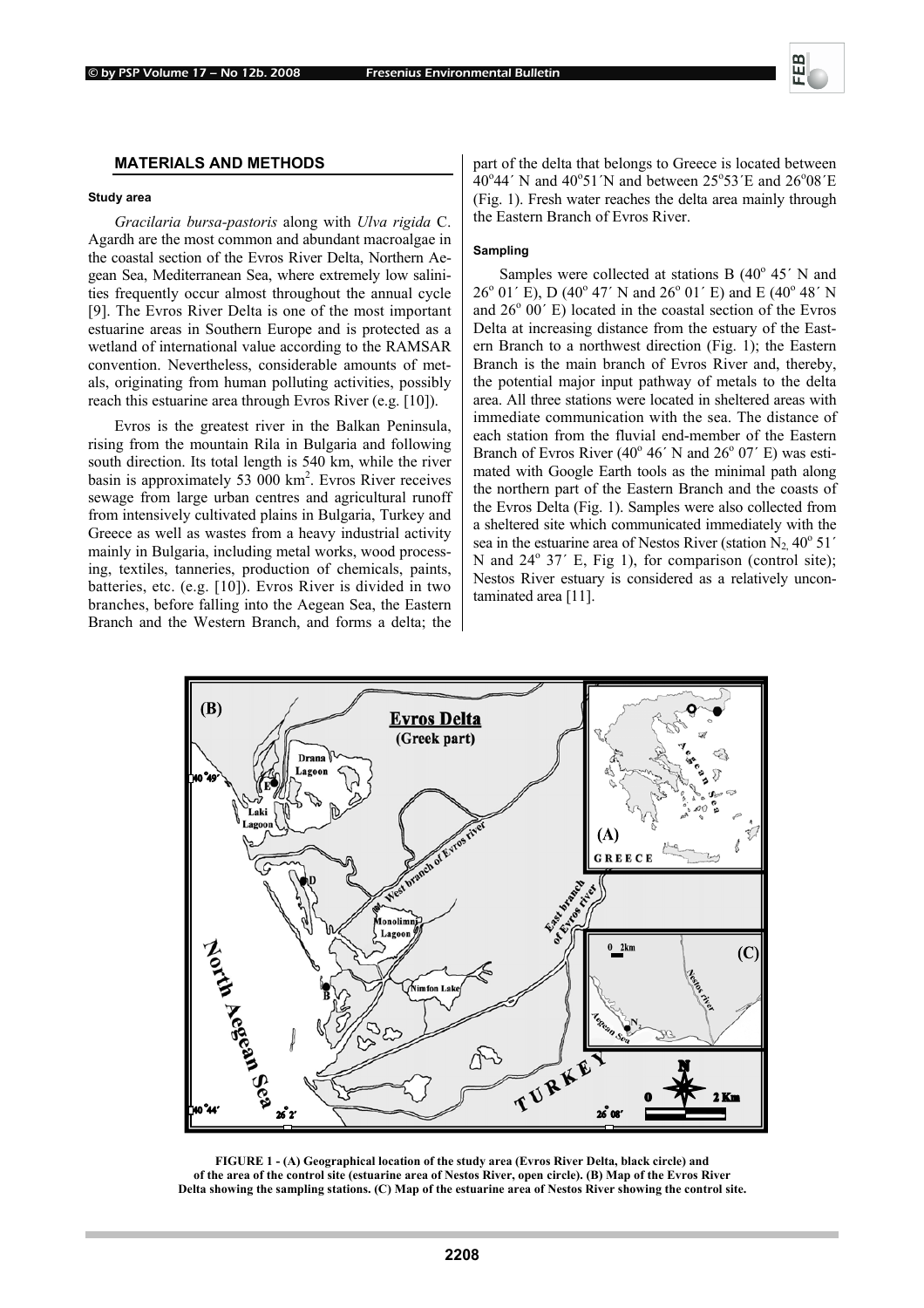## MATERIALS AND METHODS

### Study area

*Gracilaria bursa-pastoris* along with *Ulva rigida* C. Agardh are the most common and abundant macroalgae in the coastal section of the Evros River Delta, Northern Aegean Sea, Mediterranean Sea, where extremely low salinities frequently occur almost throughout the annual cycle [9]. The Evros River Delta is one of the most important estuarine areas in Southern Europe and is protected as a wetland of international value according to the RAMSAR convention. Nevertheless, considerable amounts of metals, originating from human polluting activities, possibly reach this estuarine area through Evros River (e.g. [10]).

Evros is the greatest river in the Balkan Peninsula, rising from the mountain Rila in Bulgaria and following south direction. Its total length is 540 km, while the river basin is approximately 53 000 km$^2$. Evros River receives sewage from large urban centres and agricultural runoff from intensively cultivated plains in Bulgaria, Turkey and Greece as well as wastes from a heavy industrial activity mainly in Bulgaria, including metal works, wood processing, textiles, tanneries, production of chemicals, paints, batteries, etc. (e.g. [10]). Evros River is divided in two branches, before falling into the Aegean Sea, the Eastern Branch and the Western Branch, and forms a delta; the part of the delta that belongs to Greece is located between 40°44´ N and 40°51´N and between 25°53´E and 26°08´E (Fig. 1). Fresh water reaches the delta area mainly through the Eastern Branch of Evros River.

### Sampling

Samples were collected at stations B (40° 45´ N and 26° 01´ E), D (40° 47´ N and 26° 01´ E) and E (40° 48´ N and 26° 00´ E) located in the coastal section of the Evros Delta at increasing distance from the estuary of the Eastern Branch to a northwest direction (Fig. 1); the Eastern Branch is the main branch of Evros River and, thereby, the potential major input pathway of metals to the delta area. All three stations were located in sheltered areas with immediate communication with the sea. The distance of each station from the fluvial end-member of the Eastern Branch of Evros River (40° 46´ N and 26° 07´ E) was estimated with Google Earth tools as the minimal path along the northern part of the Eastern Branch and the coasts of the Evros Delta (Fig. 1). Samples were also collected from a sheltered site which communicated immediately with the sea in the estuarine area of Nestos River (station $N_2$, 40° 51´ N and 24° 37´ E, Fig 1), for comparison (control site); Nestos River estuary is considered as a relatively uncontaminated area [11].

**FIGURE 1 - (A) Geographical location of the study area (Evros River Delta, black circle) and of the area of the control site (estuarine area of Nestos River, open circle). (B) Map of the Evros River Delta showing the sampling stations. (C) Map of the estuarine area of Nestos River showing the control site.**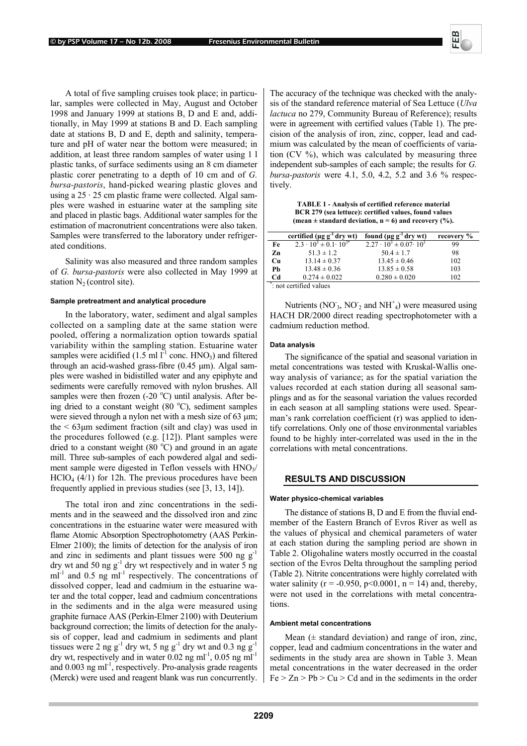A total of five sampling cruises took place; in particular, samples were collected in May, August and October 1998 and January 1999 at stations B, D and E and, additionally, in May 1999 at stations B and D. Each sampling date at stations B, D and E, depth and salinity, temperature and pH of water near the bottom were measured; in addition, at least three random samples of water using 1 l plastic tanks, of surface sediments using an 8 cm diameter plastic corer penetrating to a depth of 10 cm and of *G. bursa-pastoris*, hand-picked wearing plastic gloves and using a 25 · 25 cm plastic frame were collected. Algal samples were washed in estuarine water at the sampling site and placed in plastic bags. Additional water samples for the estimation of macronutrient concentrations were also taken. Samples were transferred to the laboratory under refrigerated conditions.

Salinity was also measured and three random samples of *G. bursa-pastoris* were also collected in May 1999 at station $N_2$ (control site).

#### Sample pretreatment and analytical procedure

In the laboratory, water, sediment and algal samples collected on a sampling date at the same station were pooled, offering a normalization option towards spatial variability within the sampling station. Estuarine water samples were acidified (1.5 ml $l^{-1}$ conc. $HNO_3$) and filtered through an acid-washed grass-fibre (0.45 μm). Algal samples were washed in bidistilled water and any epiphyte and sediments were carefully removed with nylon brushes. All samples were then frozen (-20 $^oC$) until analysis. After being dried to a constant weight (80 $^oC$), sediment samples were sieved through a nylon net with a mesh size of 63 μm; the < 63μm sediment fraction (silt and clay) was used in the procedures followed (e.g. [12]). Plant samples were dried to a constant weight (80 $^oC$) and ground in an agate mill. Three sub-samples of each powdered algal and sediment sample were digested in Teflon vessels with $HNO_3$/ $HClO_4$ (4/1) for 12h. The previous procedures have been frequently applied in previous studies (see [3, 13, 14]).

The total iron and zinc concentrations in the sediments and in the seaweed and the dissolved iron and zinc concentrations in the estuarine water were measured with flame Atomic Absorption Spectrophotometry (AAS Perkin-Elmer 2100); the limits of detection for the analysis of iron and zinc in sediments and plant tissues were 500 ng $g^{-1}$ dry wt and 50 ng $g^{-1}$ dry wt respectively and in water 5 ng $ml^{-1}$ and 0.5 ng $ml^{-1}$ respectively. The concentrations of dissolved copper, lead and cadmium in the estuarine water and the total copper, lead and cadmium concentrations in the sediments and in the alga were measured using graphite furnace AAS (Perkin-Elmer 2100) with Deuterium background correction; the limits of detection for the analysis of copper, lead and cadmium in sediments and plant tissues were 2 ng $g^{-1}$ dry wt, 5 ng $g^{-1}$ dry wt and 0.3 ng $g^{-1}$ dry wt, respectively and in water 0.02 ng $ml^{-1}$, 0.05 ng $ml^{-1}$ and 0.003 ng $ml^{-1}$, respectively. Pro-analysis grade reagents (Merck) were used and reagent blank was run concurrently. The accuracy of the technique was checked with the analysis of the standard reference material of Sea Lettuce (*Ulva lactuca* no 279, Community Bureau of Reference); results were in agreement with certified values (Table 1). The precision of the analysis of iron, zinc, copper, lead and cadmium was calculated by the mean of coefficients of variation (CV %), which was calculated by measuring three independent sub-samples of each sample; the results for *G. bursa-pastoris* were 4.1, 5.0, 4.2, 5.2 and 3.6 % respectively.

**TABLE 1 - Analysis of certified reference material BCR 279 (sea lettuce): certified values, found values (mean ± standard deviation, n = 6) and recovery (%).**

| | certified (μg $g^{-1}$ dry wt) | found (μg $g^{-1}$ dry wt) | recovery % |
|---|---|---|---|
| Fe | $2.3 \cdot 10^3 \pm 0.1 \cdot 10^{3*}$ | $2.27 \cdot 10^3 \pm 0.07 \cdot 10^3$ | 99 |
| Zn | 51.3 ± 1.2 | 50.4 ± 1.7 | 98 |
| Cu | 13.14 ± 0.37 | 13.45 ± 0.46 | 102 |
| Pb | 13.48 ± 0.36 | 13.85 ± 0.58 | 103 |
| Cd | 0.274 ± 0.022 | 0.280 ± 0.020 | 102 |

*: not certified values

Nutrients ($NO^-_3$, $NO^-_2$ and $NH^+_4$) were measured using HACH DR/2000 direct reading spectrophotometer with a cadmium reduction method.

#### Data analysis

The significance of the spatial and seasonal variation in metal concentrations was tested with Kruskal-Wallis one-way analysis of variance; as for the spatial variation the values recorded at each station during all seasonal samplings and as for the seasonal variation the values recorded in each season at all sampling stations were used. Spearman's rank correlation coefficient (r) was applied to identify correlations. Only one of those environmental variables found to be highly inter-correlated was used in the in the correlations with metal concentrations.

## RESULTS AND DISCUSSION

#### Water physico-chemical variables

The distance of stations B, D and E from the fluvial end-member of the Eastern Branch of Evros River as well as the values of physical and chemical parameters of water at each station during the sampling period are shown in Table 2. Oligohaline waters mostly occurred in the coastal section of the Evros Delta throughout the sampling period (Table 2). Nitrite concentrations were highly correlated with water salinity ($r = -0.950$, $p<0.0001$, $n = 14$) and, thereby, were not used in the correlations with metal concentrations.

#### Ambient metal concentrations

Mean (± standard deviation) and range of iron, zinc, copper, lead and cadmium concentrations in the water and sediments in the study area are shown in Table 3. Mean metal concentrations in the water decreased in the order Fe > Zn > Pb > Cu > Cd and in the sediments in the order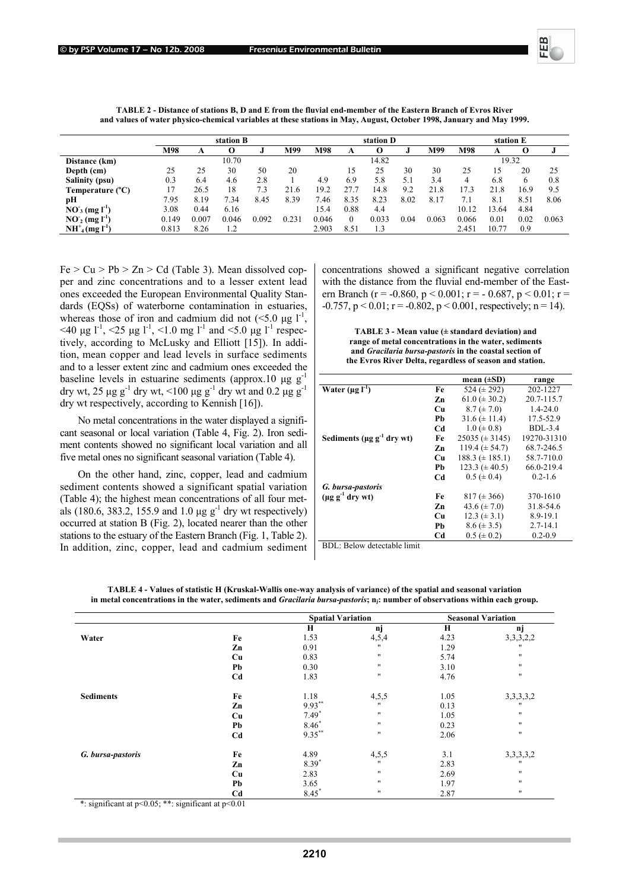**TABLE 2 - Distance of stations B, D and E from the fluvial end-member of the Eastern Branch of Evros River and values of water physico-chemical variables at these stations in May, August, October 1998, January and May 1999.**

| | station B | | | | | station D | | | | | station E | | | |
|---|---|---|---|---|---|---|---|---|---|---|---|---|---|---|
| | M98 | A | O | J | M99 | M98 | A | O | J | M99 | M98 | A | O | J |
| **Distance (km)** | | | 10.70 | | | | | 14.82 | | | | | 19.32 | |
| **Depth (cm)** | 25 | 25 | 30 | 50 | 20 | | 15 | 25 | 30 | 30 | 25 | 15 | 20 | 25 |
| **Salinity (psu)** | 0.3 | 6.4 | 4.6 | 2.8 | 1 | 4.9 | 6.9 | 5.8 | 5.1 | 3.4 | 4 | 6.8 | 6 | 0.8 |
| **Temperature (°C)** | 17 | 26.5 | 18 | 7.3 | 21.6 | 19.2 | 27.7 | 14.8 | 9.2 | 21.8 | 17.3 | 21.8 | 16.9 | 9.5 |
| **pH** | 7.95 | 8.19 | 7.34 | 8.45 | 8.39 | 7.46 | 8.35 | 8.23 | 8.02 | 8.17 | 7.1 | 8.1 | 8.51 | 8.06 |
| **$NO^-_3$ (mg $l^{-1}$)** | 3.08 | 0.44 | 6.16 | | | 15.4 | 0.88 | 4.4 | | | 10.12 | 13.64 | 4.84 | |
| **$NO^-_2$ (mg $l^{-1}$)** | 0.149 | 0.007 | 0.046 | 0.092 | 0.231 | 0.046 | 0 | 0.033 | 0.04 | 0.063 | 0.066 | 0.01 | 0.02 | 0.063 |
| **$NH^+_4$ (mg $l^{-1}$)** | 0.813 | 8.26 | 1.2 | | | 2.903 | 8.51 | 1.3 | | | 2.451 | 10.77 | 0.9 | |

Fe > Cu > Pb > Zn > Cd (Table 3). Mean dissolved copper and zinc concentrations and to a lesser extent lead ones exceeded the European Environmental Quality Standards (EQSs) of waterborne contamination in estuaries, whereas those of iron and cadmium did not (<5.0 μg $l^{-1}$, <40 μg $l^{-1}$, <25 μg $l^{-1}$, <1.0 mg $l^{-1}$ and <5.0 μg $l^{-1}$ respectively, according to McLusky and Elliott [15]). In addition, mean copper and lead levels in surface sediments and to a lesser extent zinc and cadmium ones exceeded the baseline levels in estuarine sediments (approx.10 μg $g^{-1}$ dry wt, 25 μg $g^{-1}$ dry wt, <100 μg $g^{-1}$ dry wt and 0.2 μg $g^{-1}$ dry wt respectively, according to Kennish [16]).

No metal concentrations in the water displayed a significant seasonal or local variation (Table 4, Fig. 2). Iron sediment contents showed no significant local variation and all five metal ones no significant seasonal variation (Table 4).

On the other hand, zinc, copper, lead and cadmium sediment contents showed a significant spatial variation (Table 4); the highest mean concentrations of all four metals (180.6, 383.2, 155.9 and 1.0 μg $g^{-1}$ dry wt respectively) occurred at station B (Fig. 2), located nearer than the other stations to the estuary of the Eastern Branch (Fig. 1, Table 2). In addition, zinc, copper, lead and cadmium sediment concentrations showed a significant negative correlation with the distance from the fluvial end-member of the Eastern Branch ($r = -0.860$, $p < 0.001$; $r = -0.687$, $p < 0.01$; $r = -0.757$, $p < 0.01$; $r = -0.802$, $p < 0.001$, respectively; $n = 14$).

**TABLE 3 - Mean value (± standard deviation) and range of metal concentrations in the water, sediments and *Gracilaria bursa-pastoris* in the coastal section of the Evros River Delta, regardless of season and station.**

| | | mean (±SD) | range |
|---|---|---|---|
| **Water (μg $l^{-1}$)** | **Fe** | 524 (± 292) | 202-1227 |
| | **Zn** | 61.0 (± 30.2) | 20.7-115.7 |
| | **Cu** | 8.7 (± 7.0) | 1.4-24.0 |
| | **Pb** | 31.6 (± 11.4) | 17.5-52.9 |
| | **Cd** | 1.0 (± 0.8) | BDL-3.4 |
| **Sediments (μg $g^{-1}$ dry wt)** | **Fe** | 25035 (± 3145) | 19270-31310 |
| | **Zn** | 119.4 (± 54.7) | 68.7-246.5 |
| | **Cu** | 188.3 (± 185.1) | 58.7-710.0 |
| | **Pb** | 123.3 (± 40.5) | 66.0-219.4 |
| | **Cd** | 0.5 (± 0.4) | 0.2-1.6 |
| ***G. bursa-pastoris* (μg $g^{-1}$ dry wt)** | **Fe** | 817 (± 366) | 370-1610 |
| | **Zn** | 43.6 (± 7.0) | 31.8-54.6 |
| | **Cu** | 12.3 (± 3.1) | 8.9-19.1 |
| | **Pb** | 8.6 (± 3.5) | 2.7-14.1 |
| | **Cd** | 0.5 (± 0.2) | 0.2-0.9 |

BDL: Below detectable limit

**TABLE 4 - Values of statistic H (Kruskal-Wallis one-way analysis of variance) of the spatial and seasonal variation in metal concentrations in the water, sediments and *Gracilaria bursa-pastoris*; $n_j$: number of observations within each group.**

| | | Spatial Variation | | Seasonal Variation | |
|---|---|---|---|---|---|
| | | H | nj | H | nj |
| **Water** | **Fe** | 1.53 | 4,5,4 | 4.23 | 3,3,3,2,2 |
| | **Zn** | 0.91 | " | 1.29 | " |
| | **Cu** | 0.83 | " | 5.74 | " |
| | **Pb** | 0.30 | " | 3.10 | " |
| | **Cd** | 1.83 | " | 4.76 | " |
| **Sediments** | **Fe** | 1.18 | 4,5,5 | 1.05 | 3,3,3,3,2 |
| | **Zn** | 9.93** | " | 0.13 | " |
| | **Cu** | 7.49* | " | 1.05 | " |
| | **Pb** | 8.46* | " | 0.23 | " |
| | **Cd** | 9.35** | " | 2.06 | " |
| ***G. bursa-pastoris*** | **Fe** | 4.89 | 4,5,5 | 3.1 | 3,3,3,3,2 |
| | **Zn** | 8.39* | " | 2.83 | " |
| | **Cu** | 2.83 | " | 2.69 | " |
| | **Pb** | 3.65 | " | 1.97 | " |
| | **Cd** | 8.45* | " | 2.87 | " |

*: significant at $p<0.05$; **: significant at $p<0.01$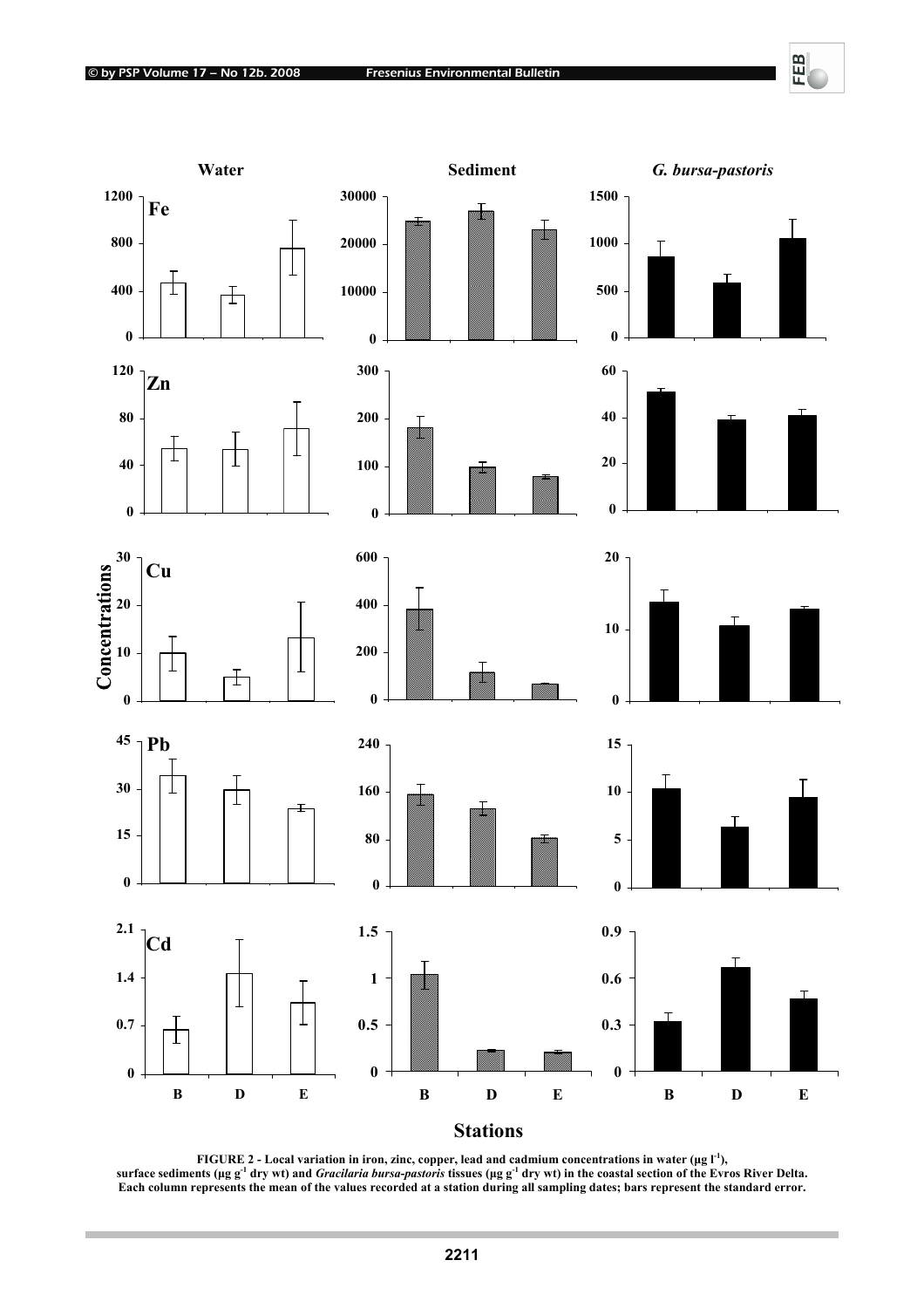FIGURE 2 - Local variation in iron, zinc, copper, lead and cadmium concentrations in water (μg $l^{-1}$), surface sediments (μg $g^{-1}$ dry wt) and *Gracilaria bursa-pastoris* tissues (μg $g^{-1}$ dry wt) in the coastal section of the Evros River Delta. Each column represents the mean of the values recorded at a station during all sampling dates; bars represent the standard error.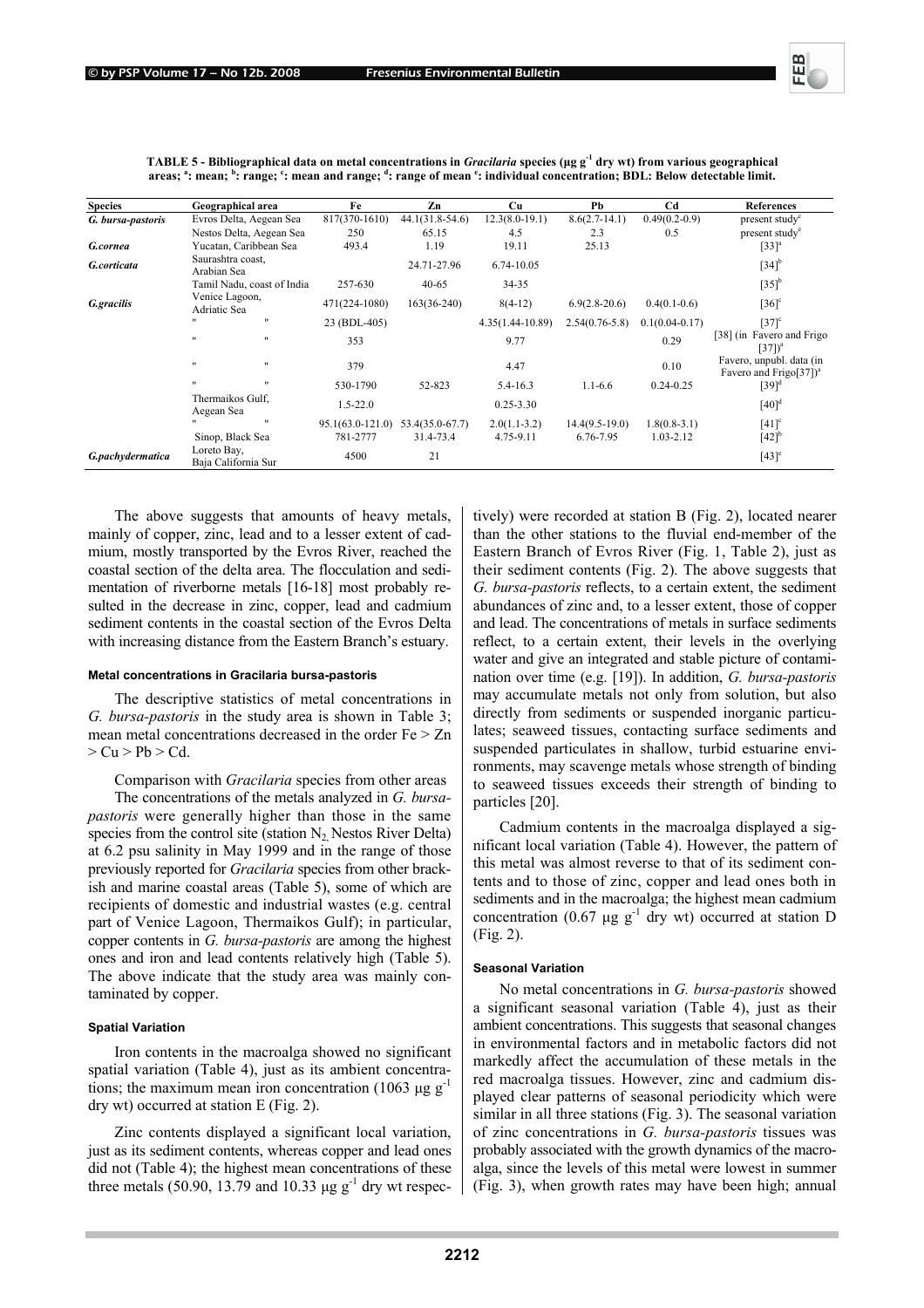**TABLE 5 - Bibliographical data on metal concentrations in *Gracilaria* species (µg g$^{-1}$ dry wt) from various geographical areas; [a]: mean; [b]: range; [c]: mean and range; [d]: range of mean [e]: individual concentration; BDL: Below detectable limit.**

| Species | Geographical area | Fe | Zn | Cu | Pb | Cd | References |
|---|---|---|---|---|---|---|---|
| *G. bursa-pastoris* | Evros Delta, Aegean Sea | 817(370-1610) | 44.1(31.8-54.6) | 12.3(8.0-19.1) | 8.6(2.7-14.1) | 0.49(0.2-0.9) | present study[c] |
| | Nestos Delta, Aegean Sea | 250 | 65.15 | 4.5 | 2.3 | 0.5 | present study[e] |
| *G.cornea* | Yucatan, Caribbean Sea | 493.4 | 1.19 | 19.11 | 25.13 | | [33][a] |
| *G.corticata* | Saurashtra coast, Arabian Sea | | 24.71-27.96 | 6.74-10.05 | | | [34][b] |
| | Tamil Nadu, coast of India | 257-630 | 40-65 | 34-35 | | | [35][b] |
| *G.gracilis* | Venice Lagoon, Adriatic Sea | 471(224-1080) | 163(36-240) | 8(4-12) | 6.9(2.8-20.6) | 0.4(0.1-0.6) | [36][c] |
| | " " | 23 (BDL-405) | | 4.35(1.44-10.89) | 2.54(0.76-5.8) | 0.1(0.04-0.17) | [37][c] |
| | " " | 353 | | 9.77 | | 0.29 | [38] (in Favero and Frigo [37])[a] |
| | " " | 379 | | 4.47 | | 0.10 | Favero, unpubl. data (in Favero and Frigo[37])[a] |
| | " " | 530-1790 | 52-823 | 5.4-16.3 | 1.1-6.6 | 0.24-0.25 | [39][d] |
| | Thermaikos Gulf, Aegean Sea | 1.5-22.0 | | 0.25-3.30 | | | [40][d] |
| | " " | 95.1(63.0-121.0) | 53.4(35.0-67.7) | 2.0(1.1-3.2) | 14.4(9.5-19.0) | 1.8(0.8-3.1) | [41][c] |
| | Sinop, Black Sea | 781-2777 | 31.4-73.4 | 4.75-9.11 | 6.76-7.95 | 1.03-2.12 | [42][b] |
| *G.pachydermatica* | Loreto Bay, Baja California Sur | 4500 | 21 | | | | [43][e] |

The above suggests that amounts of heavy metals, mainly of copper, zinc, lead and to a lesser extent of cadmium, mostly transported by the Evros River, reached the coastal section of the delta area. The flocculation and sedimentation of riverborne metals [16-18] most probably resulted in the decrease in zinc, copper, lead and cadmium sediment contents in the coastal section of the Evros Delta with increasing distance from the Eastern Branch's estuary.

#### Metal concentrations in Gracilaria bursa-pastoris

The descriptive statistics of metal concentrations in *G. bursa-pastoris* in the study area is shown in Table 3; mean metal concentrations decreased in the order Fe > Zn > Cu > Pb > Cd.

Comparison with *Gracilaria* species from other areas

The concentrations of the metals analyzed in *G. bursa-pastoris* were generally higher than those in the same species from the control site (station $N_2$ Nestos River Delta) at 6.2 psu salinity in May 1999 and in the range of those previously reported for *Gracilaria* species from other brackish and marine coastal areas (Table 5), some of which are recipients of domestic and industrial wastes (e.g. central part of Venice Lagoon, Thermaikos Gulf); in particular, copper contents in *G. bursa-pastoris* are among the highest ones and iron and lead contents relatively high (Table 5). The above indicate that the study area was mainly contaminated by copper.

#### Spatial Variation

Iron contents in the macroalga showed no significant spatial variation (Table 4), just as its ambient concentrations; the maximum mean iron concentration (1063 µg g$^{-1}$ dry wt) occurred at station E (Fig. 2).

Zinc contents displayed a significant local variation, just as its sediment contents, whereas copper and lead ones did not (Table 4); the highest mean concentrations of these three metals (50.90, 13.79 and 10.33 µg g$^{-1}$ dry wt respectively) were recorded at station B (Fig. 2), located nearer than the other stations to the fluvial end-member of the Eastern Branch of Evros River (Fig. 1, Table 2), just as their sediment contents (Fig. 2). The above suggests that *G. bursa-pastoris* reflects, to a certain extent, the sediment abundances of zinc and, to a lesser extent, those of copper and lead. The concentrations of metals in surface sediments reflect, to a certain extent, their levels in the overlying water and give an integrated and stable picture of contamination over time (e.g. [19]). In addition, *G. bursa-pastoris* may accumulate metals not only from solution, but also directly from sediments or suspended inorganic particulates; seaweed tissues, contacting surface sediments and suspended particulates in shallow, turbid estuarine environments, may scavenge metals whose strength of binding to seaweed tissues exceeds their strength of binding to particles [20].

Cadmium contents in the macroalga displayed a significant local variation (Table 4). However, the pattern of this metal was almost reverse to that of its sediment contents and to those of zinc, copper and lead ones both in sediments and in the macroalga; the highest mean cadmium concentration (0.67 µg g$^{-1}$ dry wt) occurred at station D (Fig. 2).

#### Seasonal Variation

No metal concentrations in *G. bursa-pastoris* showed a significant seasonal variation (Table 4), just as their ambient concentrations. This suggests that seasonal changes in environmental factors and in metabolic factors did not markedly affect the accumulation of these metals in the red macroalga tissues. However, zinc and cadmium displayed clear patterns of seasonal periodicity which were similar in all three stations (Fig. 3). The seasonal variation of zinc concentrations in *G. bursa-pastoris* tissues was probably associated with the growth dynamics of the macroalga, since the levels of this metal were lowest in summer (Fig. 3), when growth rates may have been high; annual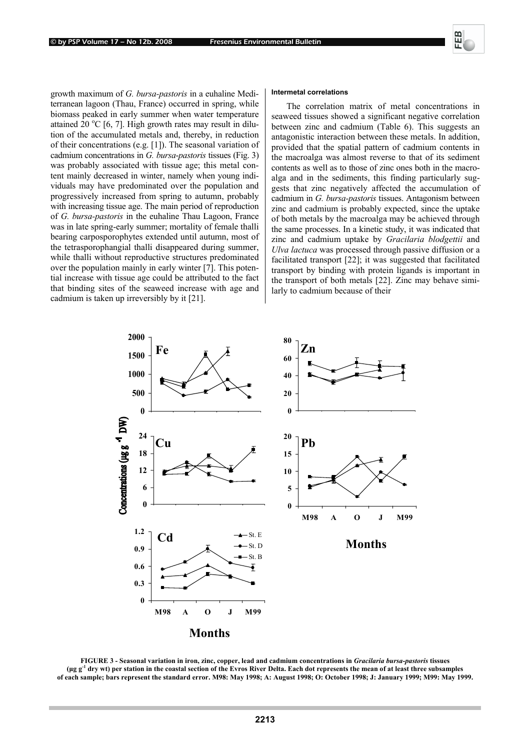growth maximum of *G. bursa-pastoris* in a euhaline Mediterranean lagoon (Thau, France) occurred in spring, while biomass peaked in early summer when water temperature attained 20 °C [6, 7]. High growth rates may result in dilution of the accumulated metals and, thereby, in reduction of their concentrations (e.g. [1]). The seasonal variation of cadmium concentrations in *G. bursa-pastoris* tissues (Fig. 3) was probably associated with tissue age; this metal content mainly decreased in winter, namely when young individuals may have predominated over the population and progressively increased from spring to autumn, probably with increasing tissue age. The main period of reproduction of *G. bursa-pastoris* in the euhaline Thau Lagoon, France was in late spring-early summer; mortality of female thalli bearing carposporophytes extended until autumn, most of the tetrasporophangial thalli disappeared during summer, while thalli without reproductive structures predominated over the population mainly in early winter [7]. This potential increase with tissue age could be attributed to the fact that binding sites of the seaweed increase with age and cadmium is taken up irreversibly by it [21].

#### Intermetal correlations

The correlation matrix of metal concentrations in seaweed tissues showed a significant negative correlation between zinc and cadmium (Table 6). This suggests an antagonistic interaction between these metals. In addition, provided that the spatial pattern of cadmium contents in the macroalga was almost reverse to that of its sediment contents as well as to those of zinc ones both in the macroalga and in the sediments, this finding particularly suggests that zinc negatively affected the accumulation of cadmium in *G. bursa-pastoris* tissues. Antagonism between zinc and cadmium is probably expected, since the uptake of both metals by the macroalga may be achieved through the same processes. In a kinetic study, it was indicated that zinc and cadmium uptake by *Gracilaria blodgettii* and *Ulva lactuca* was processed through passive diffusion or a facilitated transport [22]; it was suggested that facilitated transport by binding with protein ligands is important in the transport of both metals [22]. Zinc may behave similarly to cadmium because of their

**FIGURE 3 - Seasonal variation in iron, zinc, copper, lead and cadmium concentrations in *Gracilaria bursa-pastoris* tissues ($\mu g\ g^{-1}$ dry wt) per station in the coastal section of the Evros River Delta. Each dot represents the mean of at least three subsamples of each sample; bars represent the standard error. M98: May 1998; A: August 1998; O: October 1998; J: January 1999; M99: May 1999.**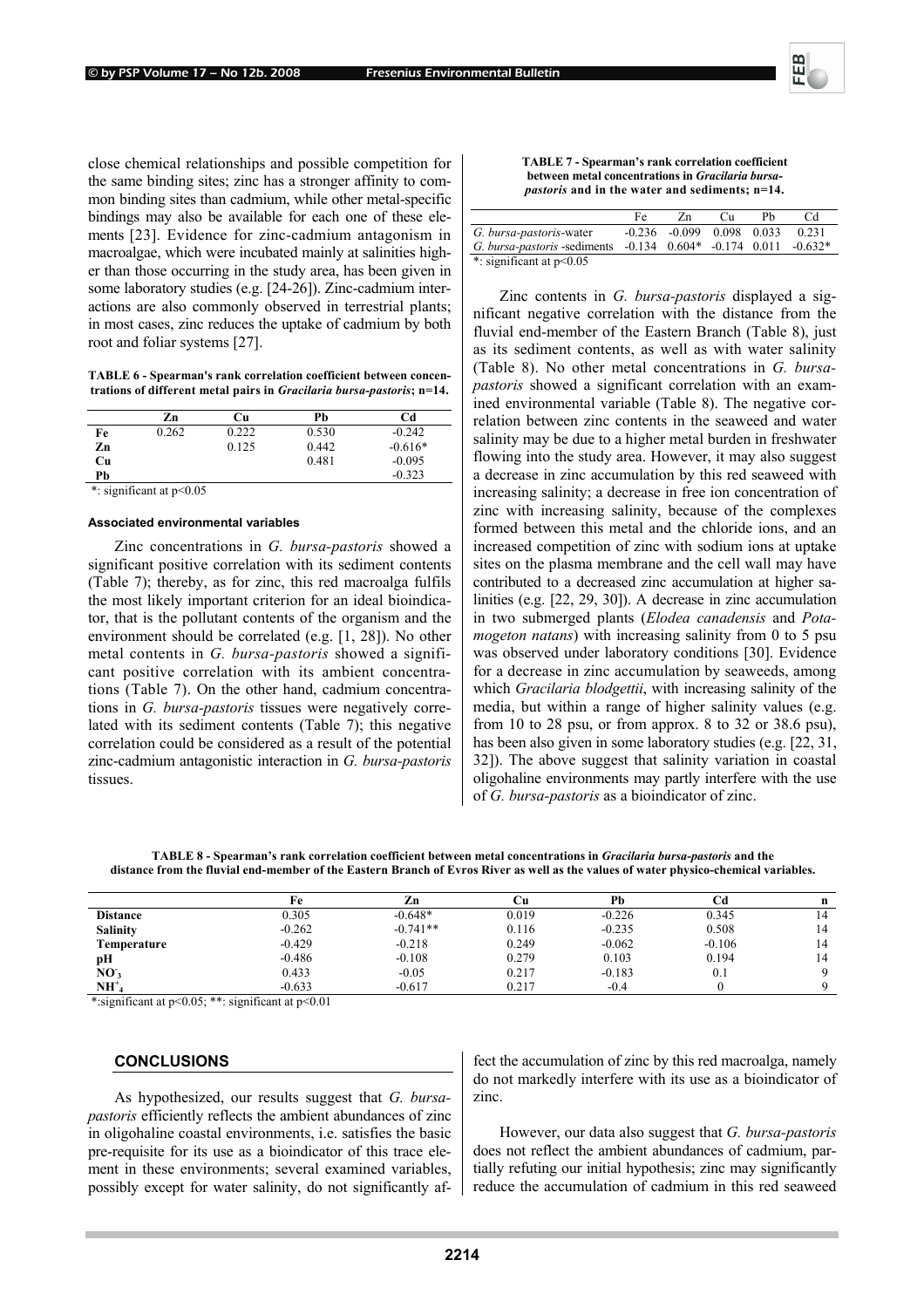close chemical relationships and possible competition for the same binding sites; zinc has a stronger affinity to common binding sites than cadmium, while other metal-specific bindings may also be available for each one of these elements [23]. Evidence for zinc-cadmium antagonism in macroalgae, which were incubated mainly at salinities higher than those occurring in the study area, has been given in some laboratory studies (e.g. [24-26]). Zinc-cadmium interactions are also commonly observed in terrestrial plants; in most cases, zinc reduces the uptake of cadmium by both root and foliar systems [27].

**TABLE 6 - Spearman's rank correlation coefficient between concentrations of different metal pairs in *Gracilaria bursa-pastoris*; n=14.**

| | Zn | Cu | Pb | Cd |
|---|---|---|---|---|
| **Fe** | 0.262 | 0.222 | 0.530 | -0.242 |
| **Zn** | | 0.125 | 0.442 | -0.616* |
| **Cu** | | | 0.481 | -0.095 |
| **Pb** | | | | -0.323 |

*: significant at $p<0.05$

#### Associated environmental variables

Zinc concentrations in *G. bursa-pastoris* showed a significant positive correlation with its sediment contents (Table 7); thereby, as for zinc, this red macroalga fulfils the most likely important criterion for an ideal bioindicator, that is the pollutant contents of the organism and the environment should be correlated (e.g. [1, 28]). No other metal contents in *G. bursa-pastoris* showed a significant positive correlation with its ambient concentrations (Table 7). On the other hand, cadmium concentrations in *G. bursa-pastoris* tissues were negatively correlated with its sediment contents (Table 7); this negative correlation could be considered as a result of the potential zinc-cadmium antagonistic interaction in *G. bursa-pastoris* tissues.

**TABLE 7 - Spearman's rank correlation coefficient between metal concentrations in *Gracilaria bursa-pastoris* and in the water and sediments; n=14.**

| | Fe | Zn | Cu | Pb | Cd |
|---|---|---|---|---|---|
| *G. bursa-pastoris*-water | -0.236 | -0.099 | 0.098 | 0.033 | 0.231 |
| *G. bursa-pastoris* -sediments | -0.134 | 0.604* | -0.174 | 0.011 | -0.632* |

*: significant at $p<0.05$

Zinc contents in *G. bursa-pastoris* displayed a significant negative correlation with the distance from the fluvial end-member of the Eastern Branch (Table 8), just as its sediment contents, as well as with water salinity (Table 8). No other metal concentrations in *G. bursa-pastoris* showed a significant correlation with an examined environmental variable (Table 8). The negative correlation between zinc contents in the seaweed and water salinity may be due to a higher metal burden in freshwater flowing into the study area. However, it may also suggest a decrease in zinc accumulation by this red seaweed with increasing salinity; a decrease in free ion concentration of zinc with increasing salinity, because of the complexes formed between this metal and the chloride ions, and an increased competition of zinc with sodium ions at uptake sites on the plasma membrane and the cell wall may have contributed to a decreased zinc accumulation at higher salinities (e.g. [22, 29, 30]). A decrease in zinc accumulation in two submerged plants (*Elodea canadensis* and *Potamogeton natans*) with increasing salinity from 0 to 5 psu was observed under laboratory conditions [30]. Evidence for a decrease in zinc accumulation by seaweeds, among which *Gracilaria blodgettii*, with increasing salinity of the media, but within a range of higher salinity values (e.g. from 10 to 28 psu, or from approx. 8 to 32 or 38.6 psu), has been also given in some laboratory studies (e.g. [22, 31, 32]). The above suggest that salinity variation in coastal oligohaline environments may partly interfere with the use of *G. bursa-pastoris* as a bioindicator of zinc.

**TABLE 8 - Spearman's rank correlation coefficient between metal concentrations in *Gracilaria bursa-pastoris* and the distance from the fluvial end-member of the Eastern Branch of Evros River as well as the values of water physico-chemical variables.**

| | Fe | Zn | Cu | Pb | Cd | n |
|---|---|---|---|---|---|---|
| **Distance** | 0.305 | -0.648* | 0.019 | -0.226 | 0.345 | 14 |
| **Salinity** | -0.262 | -0.741** | 0.116 | -0.235 | 0.508 | 14 |
| **Temperature** | -0.429 | -0.218 | 0.249 | -0.062 | -0.106 | 14 |
| **pH** | -0.486 | -0.108 | 0.279 | 0.103 | 0.194 | 14 |
| **$NO_3^-$** | 0.433 | -0.05 | 0.217 | -0.183 | 0.1 | 9 |
| **$NH_4^+$** | -0.633 | -0.617 | 0.217 | -0.4 | 0 | 9 |

*:significant at $p<0.05$; **: significant at $p<0.01$

## CONCLUSIONS

As hypothesized, our results suggest that *G. bursa-pastoris* efficiently reflects the ambient abundances of zinc in oligohaline coastal environments, i.e. satisfies the basic pre-requisite for its use as a bioindicator of this trace element in these environments; several examined variables, possibly except for water salinity, do not significantly affect the accumulation of zinc by this red macroalga, namely do not markedly interfere with its use as a bioindicator of zinc.

However, our data also suggest that *G. bursa-pastoris* does not reflect the ambient abundances of cadmium, partially refuting our initial hypothesis; zinc may significantly reduce the accumulation of cadmium in this red seaweed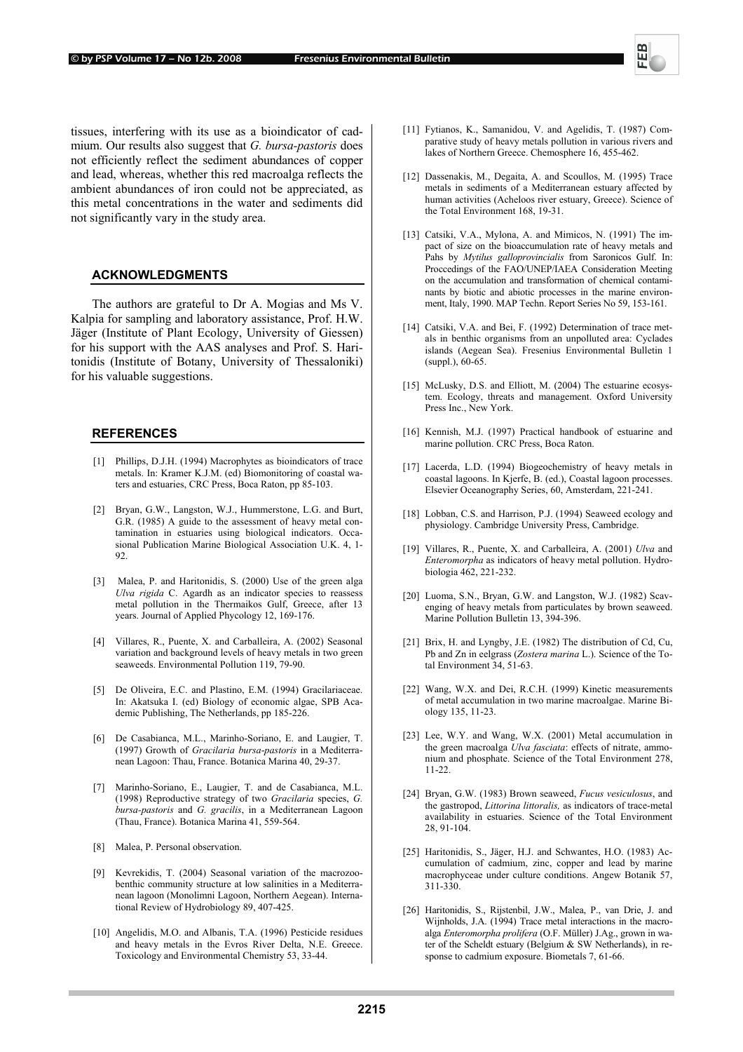tissues, interfering with its use as a bioindicator of cadmium. Our results also suggest that *G. bursa-pastoris* does not efficiently reflect the sediment abundances of copper and lead, whereas, whether this red macroalga reflects the ambient abundances of iron could not be appreciated, as this metal concentrations in the water and sediments did not significantly vary in the study area.

## ACKNOWLEDGMENTS

The authors are grateful to Dr A. Mogias and Ms V. Kalpia for sampling and laboratory assistance, Prof. H.W. Jäger (Institute of Plant Ecology, University of Giessen) for his support with the AAS analyses and Prof. S. Haritonidis (Institute of Botany, University of Thessaloniki) for his valuable suggestions.

## REFERENCES

[1] Phillips, D.J.H. (1994) Macrophytes as bioindicators of trace metals. In: Kramer K.J.M. (ed) Biomonitoring of coastal waters and estuaries, CRC Press, Boca Raton, pp 85-103.

[2] Bryan, G.W., Langston, W.J., Hummerstone, L.G. and Burt, G.R. (1985) A guide to the assessment of heavy metal contamination in estuaries using biological indicators. Occasional Publication Marine Biological Association U.K. 4, 1-92.

[3] Malea, P. and Haritonidis, S. (2000) Use of the green alga *Ulva rigida* C. Agardh as an indicator species to reassess metal pollution in the Thermaikos Gulf, Greece, after 13 years. Journal of Applied Phycology 12, 169-176.

[4] Villares, R., Puente, X. and Carballeira, A. (2002) Seasonal variation and background levels of heavy metals in two green seaweeds. Environmental Pollution 119, 79-90.

[5] De Oliveira, E.C. and Plastino, E.M. (1994) Gracilariaceae. In: Akatsuka I. (ed) Biology of economic algae, SPB Academic Publishing, The Netherlands, pp 185-226.

[6] De Casabianca, M.L., Marinho-Soriano, E. and Laugier, T. (1997) Growth of *Gracilaria bursa-pastoris* in a Mediterranean Lagoon: Thau, France. Botanica Marina 40, 29-37.

[7] Marinho-Soriano, E., Laugier, T. and de Casabianca, M.L. (1998) Reproductive strategy of two *Gracilaria* species, *G. bursa-pastoris* and *G. gracilis*, in a Mediterranean Lagoon (Thau, France). Botanica Marina 41, 559-564.

[8] Malea, P. Personal observation.

[9] Kevrekidis, T. (2004) Seasonal variation of the macrozoobenthic community structure at low salinities in a Mediterranean lagoon (Monolimni Lagoon, Northern Aegean). International Review of Hydrobiology 89, 407-425.

[10] Angelidis, M.O. and Albanis, T.A. (1996) Pesticide residues and heavy metals in the Evros River Delta, N.E. Greece. Toxicology and Environmental Chemistry 53, 33-44.

[11] Fytianos, K., Samanidou, V. and Agelidis, T. (1987) Comparative study of heavy metals pollution in various rivers and lakes of Northern Greece. Chemosphere 16, 455-462.

[12] Dassenakis, M., Degaita, A. and Scoullos, M. (1995) Trace metals in sediments of a Mediterranean estuary affected by human activities (Acheloos river estuary, Greece). Science of the Total Environment 168, 19-31.

[13] Catsiki, V.A., Mylona, A. and Mimicos, N. (1991) The impact of size on the bioaccumulation rate of heavy metals and Pahs by *Mytilus galloprovincialis* from Saronicos Gulf. In: Proccedings of the FAO/UNEP/IAEA Consideration Meeting on the accumulation and transformation of chemical contaminants by biotic and abiotic processes in the marine environment, Italy, 1990. MAP Techn. Report Series No 59, 153-161.

[14] Catsiki, V.A. and Bei, F. (1992) Determination of trace metals in benthic organisms from an unpolluted area: Cyclades islands (Aegean Sea). Fresenius Environmental Bulletin 1 (suppl.), 60-65.

[15] McLusky, D.S. and Elliott, M. (2004) The estuarine ecosystem. Ecology, threats and management. Oxford University Press Inc., New York.

[16] Kennish, M.J. (1997) Practical handbook of estuarine and marine pollution. CRC Press, Boca Raton.

[17] Lacerda, L.D. (1994) Biogeochemistry of heavy metals in coastal lagoons. In Kjerfe, B. (ed.), Coastal lagoon processes. Elsevier Oceanography Series, 60, Amsterdam, 221-241.

[18] Lobban, C.S. and Harrison, P.J. (1994) Seaweed ecology and physiology. Cambridge University Press, Cambridge.

[19] Villares, R., Puente, X. and Carballeira, A. (2001) *Ulva* and *Enteromorpha* as indicators of heavy metal pollution. Hydrobiologia 462, 221-232.

[20] Luoma, S.N., Bryan, G.W. and Langston, W.J. (1982) Scavenging of heavy metals from particulates by brown seaweed. Marine Pollution Bulletin 13, 394-396.

[21] Brix, H. and Lyngby, J.E. (1982) The distribution of Cd, Cu, Pb and Zn in eelgrass (*Zostera marina* L.). Science of the Total Environment 34, 51-63.

[22] Wang, W.X. and Dei, R.C.H. (1999) Kinetic measurements of metal accumulation in two marine macroalgae. Marine Biology 135, 11-23.

[23] Lee, W.Y. and Wang, W.X. (2001) Metal accumulation in the green macroalga *Ulva fasciata*: effects of nitrate, ammonium and phosphate. Science of the Total Environment 278, 11-22.

[24] Bryan, G.W. (1983) Brown seaweed, *Fucus vesiculosus*, and the gastropod, *Littorina littoralis,* as indicators of trace-metal availability in estuaries. Science of the Total Environment 28, 91-104.

[25] Haritonidis, S., Jäger, H.J. and Schwantes, H.O. (1983) Accumulation of cadmium, zinc, copper and lead by marine macrophyceae under culture conditions. Angew Botanik 57, 311-330.

[26] Haritonidis, S., Rijstenbil, J.W., Malea, P., van Drie, J. and Wijnholds, J.A. (1994) Trace metal interactions in the macroalga *Enteromorpha prolifera* (O.F. Müller) J.Ag., grown in water of the Scheldt estuary (Belgium & SW Netherlands), in response to cadmium exposure. Biometals 7, 61-66.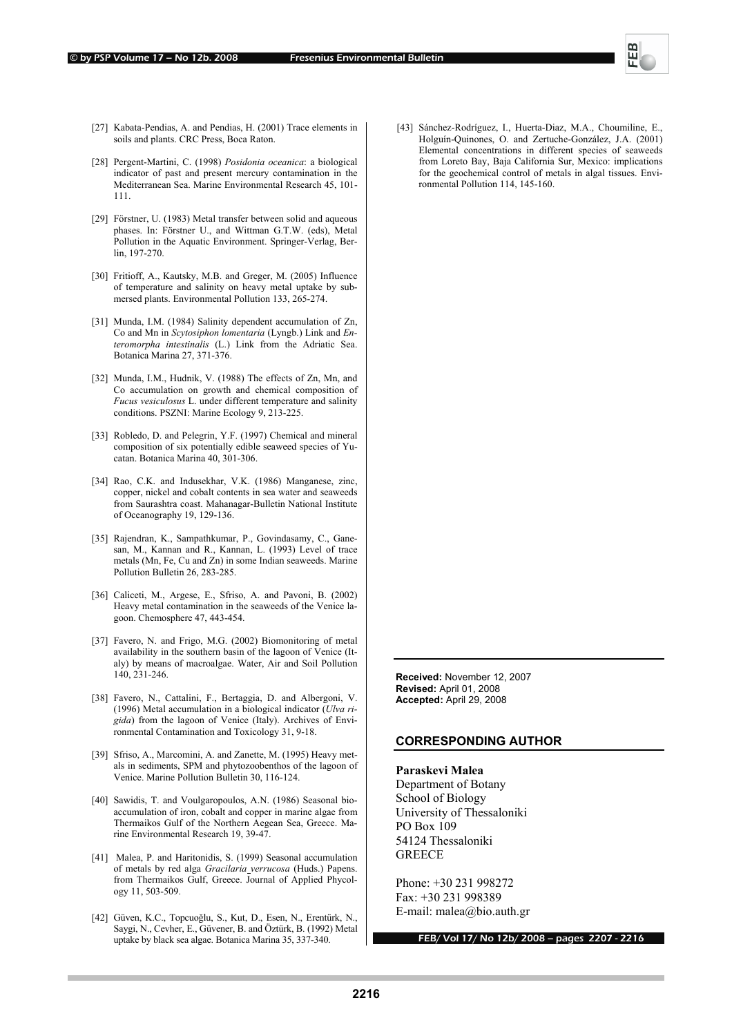[27] Kabata-Pendias, A. and Pendias, H. (2001) Trace elements in soils and plants. CRC Press, Boca Raton.

[28] Pergent-Martini, C. (1998) *Posidonia oceanica*: a biological indicator of past and present mercury contamination in the Mediterranean Sea. Marine Environmental Research 45, 101-111.

[29] Förstner, U. (1983) Metal transfer between solid and aqueous phases. In: Förstner U., and Wittman G.T.W. (eds), Metal Pollution in the Aquatic Environment. Springer-Verlag, Berlin, 197-270.

[30] Fritioff, A., Kautsky, M.B. and Greger, M. (2005) Influence of temperature and salinity on heavy metal uptake by submersed plants. Environmental Pollution 133, 265-274.

[31] Munda, I.M. (1984) Salinity dependent accumulation of Zn, Co and Mn in *Scytosiphon lomentaria* (Lyngb.) Link and *Enteromorpha intestinalis* (L.) Link from the Adriatic Sea. Botanica Marina 27, 371-376.

[32] Munda, I.M., Hudnik, V. (1988) The effects of Zn, Mn, and Co accumulation on growth and chemical composition of *Fucus vesiculosus* L. under different temperature and salinity conditions. PSZNI: Marine Ecology 9, 213-225.

[33] Robledo, D. and Pelegrin, Y.F. (1997) Chemical and mineral composition of six potentially edible seaweed species of Yucatan. Botanica Marina 40, 301-306.

[34] Rao, C.K. and Indusekhar, V.K. (1986) Manganese, zinc, copper, nickel and cobalt contents in sea water and seaweeds from Saurashtra coast. Mahanagar-Bulletin National Institute of Oceanography 19, 129-136.

[35] Rajendran, K., Sampathkumar, P., Govindasamy, C., Ganesan, M., Kannan and R., Kannan, L. (1993) Level of trace metals (Mn, Fe, Cu and Zn) in some Indian seaweeds. Marine Pollution Bulletin 26, 283-285.

[36] Caliceti, M., Argese, E., Sfriso, A. and Pavoni, B. (2002) Heavy metal contamination in the seaweeds of the Venice lagoon. Chemosphere 47, 443-454.

[37] Favero, N. and Frigo, M.G. (2002) Biomonitoring of metal availability in the southern basin of the lagoon of Venice (Italy) by means of macroalgae. Water, Air and Soil Pollution 140, 231-246.

[38] Favero, N., Cattalini, F., Bertaggia, D. and Albergoni, V. (1996) Metal accumulation in a biological indicator (*Ulva rigida*) from the lagoon of Venice (Italy). Archives of Environmental Contamination and Toxicology 31, 9-18.

[39] Sfriso, A., Marcomini, A. and Zanette, M. (1995) Heavy metals in sediments, SPM and phytozoobenthos of the lagoon of Venice. Marine Pollution Bulletin 30, 116-124.

[40] Sawidis, T. and Voulgaropoulos, A.N. (1986) Seasonal bioaccumulation of iron, cobalt and copper in marine algae from Thermaikos Gulf of the Northern Aegean Sea, Greece. Marine Environmental Research 19, 39-47.

[41] Malea, P. and Haritonidis, S. (1999) Seasonal accumulation of metals by red alga *Gracilaria verrucosa* (Huds.) Papens. from Thermaikos Gulf, Greece. Journal of Applied Phycology 11, 503-509.

[42] Güven, K.C., Topcuoğlu, S., Kut, D., Esen, N., Erentürk, N., Saygi, N., Cevher, E., Güvener, B. and Öztürk, B. (1992) Metal uptake by black sea algae. Botanica Marina 35, 337-340.

[43] Sánchez-Rodríguez, I., Huerta-Diaz, M.A., Choumiline, E., Holguín-Quinones, O. and Zertuche-González, J.A. (2001) Elemental concentrations in different species of seaweeds from Loreto Bay, Baja California Sur, Mexico: implications for the geochemical control of metals in algal tissues. Environmental Pollution 114, 145-160.

**Received:** November 12, 2007
**Revised:** April 01, 2008
**Accepted:** April 29, 2008

## CORRESPONDING AUTHOR

**Paraskevi Malea**
Department of Botany
School of Biology
University of Thessaloniki
PO Box 109
54124 Thessaloniki
GREECE

Phone: +30 231 998272
Fax: +30 231 998389
E-mail: malea@bio.auth.gr